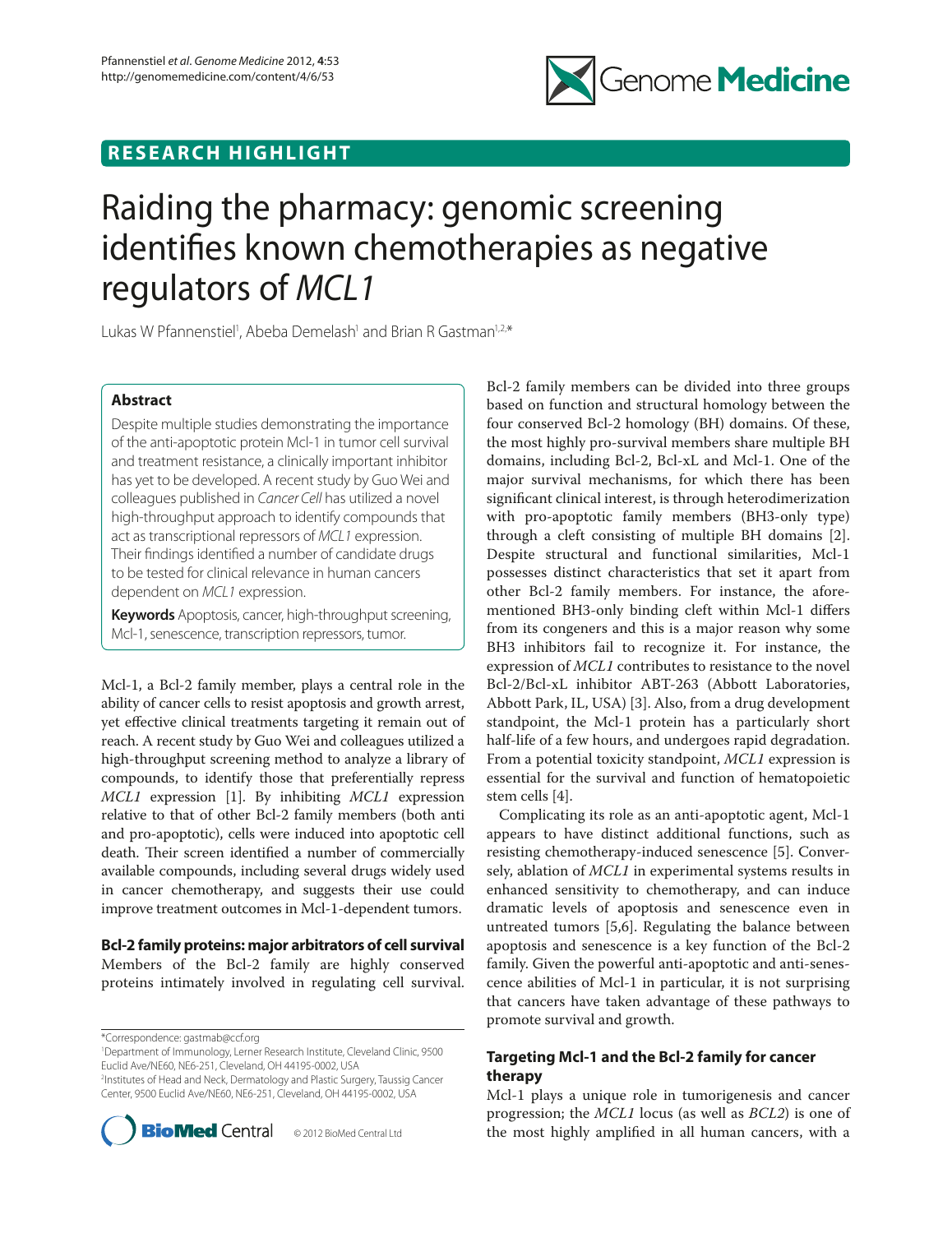## RESEARCH HIGHLIGHT

# Raiding the pharmacy: genomic screening identifies known chemotherapies as negative regulators of *MCL1*

Lukas W Pfannenstiel[1], Abeba Demelash[1] and Brian R Gastman[1,2,*]

### Abstract

Despite multiple studies demonstrating the importance of the anti-apoptotic protein Mcl-1 in tumor cell survival and treatment resistance, a clinically important inhibitor has yet to be developed. A recent study by Guo Wei and colleagues published in *Cancer Cell* has utilized a novel high-throughput approach to identify compounds that act as transcriptional repressors of *MCL1* expression. Their findings identified a number of candidate drugs to be tested for clinical relevance in human cancers dependent on *MCL1* expression.

**Keywords** Apoptosis, cancer, high-throughput screening, Mcl-1, senescence, transcription repressors, tumor.

Mcl-1, a Bcl-2 family member, plays a central role in the ability of cancer cells to resist apoptosis and growth arrest, yet effective clinical treatments targeting it remain out of reach. A recent study by Guo Wei and colleagues utilized a high-throughput screening method to analyze a library of compounds, to identify those that preferentially repress *MCL1* expression [1]. By inhibiting *MCL1* expression relative to that of other Bcl-2 family members (both anti and pro-apoptotic), cells were induced into apoptotic cell death. Their screen identified a number of commercially available compounds, including several drugs widely used in cancer chemotherapy, and suggests their use could improve treatment outcomes in Mcl-1-dependent tumors.

## Bcl-2 family proteins: major arbitrators of cell survival

Members of the Bcl-2 family are highly conserved proteins intimately involved in regulating cell survival. Bcl-2 family members can be divided into three groups based on function and structural homology between the four conserved Bcl-2 homology (BH) domains. Of these, the most highly pro-survival members share multiple BH domains, including Bcl-2, Bcl-xL and Mcl-1. One of the major survival mechanisms, for which there has been significant clinical interest, is through heterodimerization with pro-apoptotic family members (BH3-only type) through a cleft consisting of multiple BH domains [2]. Despite structural and functional similarities, Mcl-1 possesses distinct characteristics that set it apart from other Bcl-2 family members. For instance, the aforementioned BH3-only binding cleft within Mcl-1 differs from its congeners and this is a major reason why some BH3 inhibitors fail to recognize it. For instance, the expression of *MCL1* contributes to resistance to the novel Bcl-2/Bcl-xL inhibitor ABT-263 (Abbott Laboratories, Abbott Park, IL, USA) [3]. Also, from a drug development standpoint, the Mcl-1 protein has a particularly short half-life of a few hours, and undergoes rapid degradation. From a potential toxicity standpoint, *MCL1* expression is essential for the survival and function of hematopoietic stem cells [4].

Complicating its role as an anti-apoptotic agent, Mcl-1 appears to have distinct additional functions, such as resisting chemotherapy-induced senescence [5]. Conversely, ablation of *MCL1* in experimental systems results in enhanced sensitivity to chemotherapy, and can induce dramatic levels of apoptosis and senescence even in untreated tumors [5,6]. Regulating the balance between apoptosis and senescence is a key function of the Bcl-2 family. Given the powerful anti-apoptotic and anti-senescence abilities of Mcl-1 in particular, it is not surprising that cancers have taken advantage of these pathways to promote survival and growth.

## Targeting Mcl-1 and the Bcl-2 family for cancer therapy

Mcl-1 plays a unique role in tumorigenesis and cancer progression; the *MCL1* locus (as well as *BCL2*) is one of the most highly amplified in all human cancers, with a

*Correspondence: gastmab@ccf.org
[1]Department of Immunology, Lerner Research Institute, Cleveland Clinic, 9500 Euclid Ave/NE60, NE6-251, Cleveland, OH 44195-0002, USA
[2]Institutes of Head and Neck, Dermatology and Plastic Surgery, Taussig Cancer Center, 9500 Euclid Ave/NE60, NE6-251, Cleveland, OH 44195-0002, USA

© 2012 BioMed Central Ltd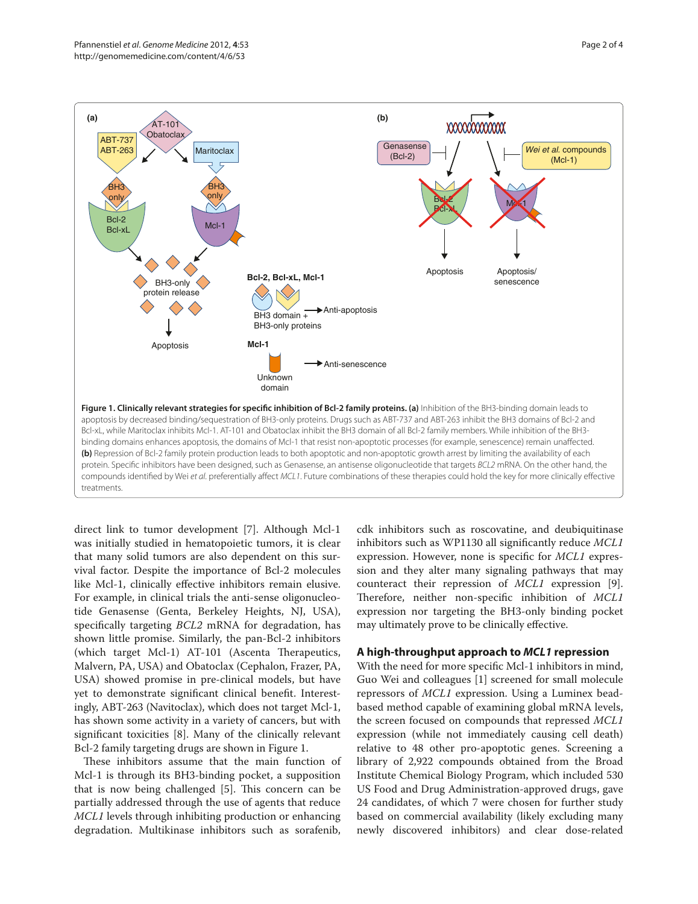**Figure 1. Clinically relevant strategies for specific inhibition of Bcl-2 family proteins. (a)** Inhibition of the BH3-binding domain leads to apoptosis by decreased binding/sequestration of BH3-only proteins. Drugs such as ABT-737 and ABT-263 inhibit the BH3 domains of Bcl-2 and Bcl-xL, while Maritoclax inhibits Mcl-1. AT-101 and Obatoclax inhibit the BH3 domain of all Bcl-2 family members. While inhibition of the BH3-binding domains enhances apoptosis, the domains of Mcl-1 that resist non-apoptotic processes (for example, senescence) remain unaffected. **(b)** Repression of Bcl-2 family protein production leads to both apoptotic and non-apoptotic growth arrest by limiting the availability of each protein. Specific inhibitors have been designed, such as Genasense, an antisense oligonucleotide that targets *BCL2* mRNA. On the other hand, the compounds identified by Wei *et al.* preferentially affect *MCL1*. Future combinations of these therapies could hold the key for more clinically effective treatments.

direct link to tumor development [7]. Although Mcl-1 was initially studied in hematopoietic tumors, it is clear that many solid tumors are also dependent on this survival factor. Despite the importance of Bcl-2 molecules like Mcl-1, clinically effective inhibitors remain elusive. For example, in clinical trials the anti-sense oligonucleotide Genasense (Genta, Berkeley Heights, NJ, USA), specifically targeting *BCL2* mRNA for degradation, has shown little promise. Similarly, the pan-Bcl-2 inhibitors (which target Mcl-1) AT-101 (Ascenta Therapeutics, Malvern, PA, USA) and Obatoclax (Cephalon, Frazer, PA, USA) showed promise in pre-clinical models, but have yet to demonstrate significant clinical benefit. Interestingly, ABT-263 (Navitoclax), which does not target Mcl-1, has shown some activity in a variety of cancers, but with significant toxicities [8]. Many of the clinically relevant Bcl-2 family targeting drugs are shown in Figure 1.

These inhibitors assume that the main function of Mcl-1 is through its BH3-binding pocket, a supposition that is now being challenged [5]. This concern can be partially addressed through the use of agents that reduce *MCL1* levels through inhibiting production or enhancing degradation. Multikinase inhibitors such as sorafenib, cdk inhibitors such as roscovatine, and deubiquitinase inhibitors such as WP1130 all significantly reduce *MCL1* expression. However, none is specific for *MCL1* expression and they alter many signaling pathways that may counteract their repression of *MCL1* expression [9]. Therefore, neither non-specific inhibition of *MCL1* expression nor targeting the BH3-only binding pocket may ultimately prove to be clinically effective.

## A high-throughput approach to *MCL1* repression

With the need for more specific Mcl-1 inhibitors in mind, Guo Wei and colleagues [1] screened for small molecule repressors of *MCL1* expression. Using a Luminex bead-based method capable of examining global mRNA levels, the screen focused on compounds that repressed *MCL1* expression (while not immediately causing cell death) relative to 48 other pro-apoptotic genes. Screening a library of 2,922 compounds obtained from the Broad Institute Chemical Biology Program, which included 530 US Food and Drug Administration-approved drugs, gave 24 candidates, of which 7 were chosen for further study based on commercial availability (likely excluding many newly discovered inhibitors) and clear dose-related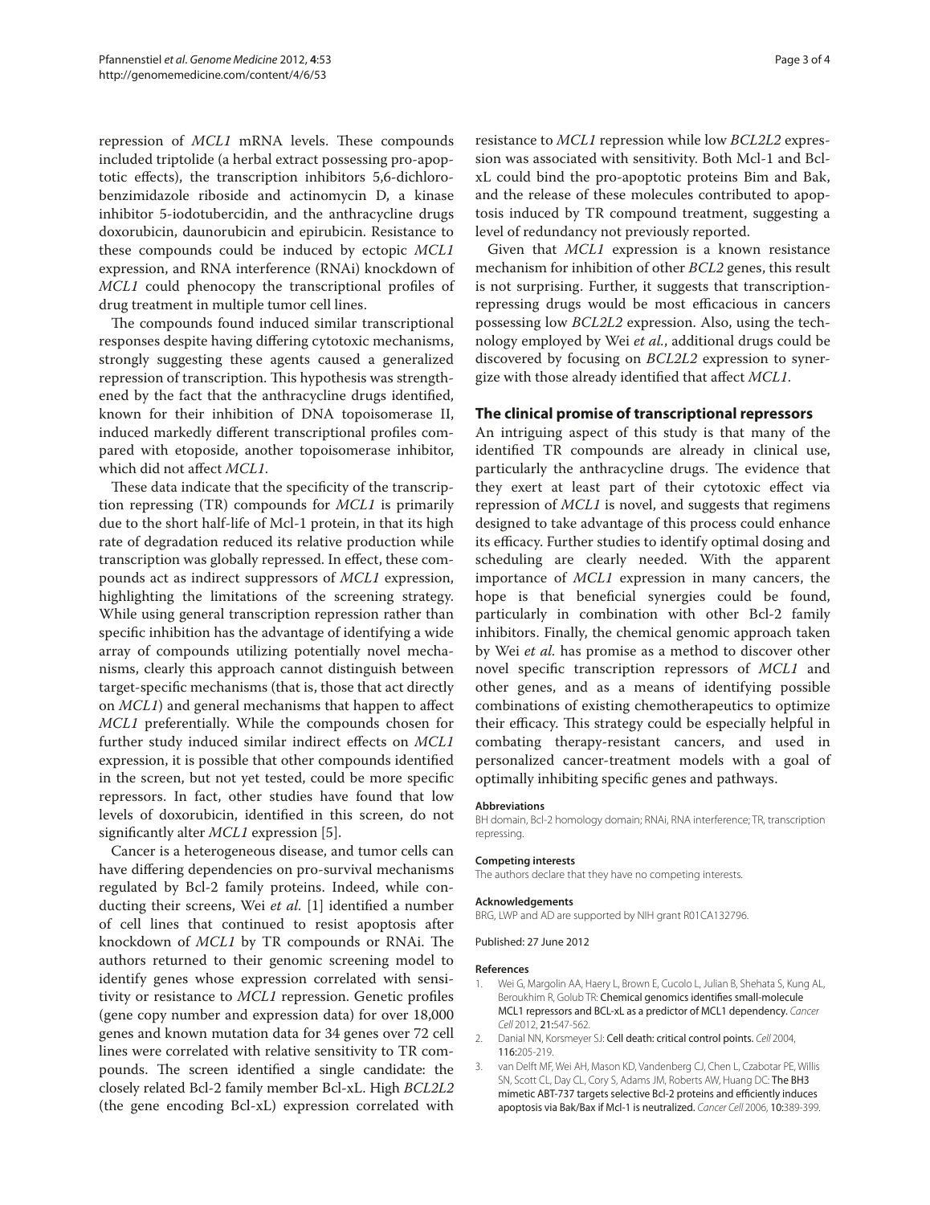repression of *MCL1* mRNA levels. These compounds included triptolide (a herbal extract possessing pro-apoptotic effects), the transcription inhibitors 5,6-dichlorobenzimidazole riboside and actinomycin D, a kinase inhibitor 5-iodotubercidin, and the anthracycline drugs doxorubicin, daunorubicin and epirubicin. Resistance to these compounds could be induced by ectopic *MCL1* expression, and RNA interference (RNAi) knockdown of *MCL1* could phenocopy the transcriptional profiles of drug treatment in multiple tumor cell lines.

The compounds found induced similar transcriptional responses despite having differing cytotoxic mechanisms, strongly suggesting these agents caused a generalized repression of transcription. This hypothesis was strengthened by the fact that the anthracycline drugs identified, known for their inhibition of DNA topoisomerase II, induced markedly different transcriptional profiles compared with etoposide, another topoisomerase inhibitor, which did not affect *MCL1*.

These data indicate that the specificity of the transcription repressing (TR) compounds for *MCL1* is primarily due to the short half-life of Mcl-1 protein, in that its high rate of degradation reduced its relative production while transcription was globally repressed. In effect, these compounds act as indirect suppressors of *MCL1* expression, highlighting the limitations of the screening strategy. While using general transcription repression rather than specific inhibition has the advantage of identifying a wide array of compounds utilizing potentially novel mechanisms, clearly this approach cannot distinguish between target-specific mechanisms (that is, those that act directly on *MCL1*) and general mechanisms that happen to affect *MCL1* preferentially. While the compounds chosen for further study induced similar indirect effects on *MCL1* expression, it is possible that other compounds identified in the screen, but not yet tested, could be more specific repressors. In fact, other studies have found that low levels of doxorubicin, identified in this screen, do not significantly alter *MCL1* expression [5].

Cancer is a heterogeneous disease, and tumor cells can have differing dependencies on pro-survival mechanisms regulated by Bcl-2 family proteins. Indeed, while conducting their screens, Wei *et al.* [1] identified a number of cell lines that continued to resist apoptosis after knockdown of *MCL1* by TR compounds or RNAi. The authors returned to their genomic screening model to identify genes whose expression correlated with sensitivity or resistance to *MCL1* repression. Genetic profiles (gene copy number and expression data) for over 18,000 genes and known mutation data for 34 genes over 72 cell lines were correlated with relative sensitivity to TR compounds. The screen identified a single candidate: the closely related Bcl-2 family member Bcl-xL. High *BCL2L2* (the gene encoding Bcl-xL) expression correlated with resistance to *MCL1* repression while low *BCL2L2* expression was associated with sensitivity. Both Mcl-1 and Bcl-xL could bind the pro-apoptotic proteins Bim and Bak, and the release of these molecules contributed to apoptosis induced by TR compound treatment, suggesting a level of redundancy not previously reported.

Given that *MCL1* expression is a known resistance mechanism for inhibition of other *BCL2* genes, this result is not surprising. Further, it suggests that transcription-repressing drugs would be most efficacious in cancers possessing low *BCL2L2* expression. Also, using the technology employed by Wei *et al.*, additional drugs could be discovered by focusing on *BCL2L2* expression to synergize with those already identified that affect *MCL1*.

## The clinical promise of transcriptional repressors

An intriguing aspect of this study is that many of the identified TR compounds are already in clinical use, particularly the anthracycline drugs. The evidence that they exert at least part of their cytotoxic effect via repression of *MCL1* is novel, and suggests that regimens designed to take advantage of this process could enhance its efficacy. Further studies to identify optimal dosing and scheduling are clearly needed. With the apparent importance of *MCL1* expression in many cancers, the hope is that beneficial synergies could be found, particularly in combination with other Bcl-2 family inhibitors. Finally, the chemical genomic approach taken by Wei *et al.* has promise as a method to discover other novel specific transcription repressors of *MCL1* and other genes, and as a means of identifying possible combinations of existing chemotherapeutics to optimize their efficacy. This strategy could be especially helpful in combating therapy-resistant cancers, and used in personalized cancer-treatment models with a goal of optimally inhibiting specific genes and pathways.

#### Abbreviations

BH domain, Bcl-2 homology domain; RNAi, RNA interference; TR, transcription repressing.

#### Competing interests

The authors declare that they have no competing interests.

#### Acknowledgements

BRG, LWP and AD are supported by NIH grant R01CA132796.

Published: 27 June 2012

#### References

1. Wei G, Margolin AA, Haery L, Brown E, Cucolo L, Julian B, Shehata S, Kung AL, Beroukhim R, Golub TR: **Chemical genomics identifies small-molecule MCL1 repressors and BCL-xL as a predictor of MCL1 dependency.** *Cancer Cell* 2012, **21:**547-562.
2. Danial NN, Korsmeyer SJ: **Cell death: critical control points.** *Cell* 2004, **116:**205-219.
3. van Delft MF, Wei AH, Mason KD, Vandenberg CJ, Chen L, Czabotar PE, Willis SN, Scott CL, Day CL, Cory S, Adams JM, Roberts AW, Huang DC: **The BH3 mimetic ABT-737 targets selective Bcl-2 proteins and efficiently induces apoptosis via Bak/Bax if Mcl-1 is neutralized.** *Cancer Cell* 2006, **10:**389-399.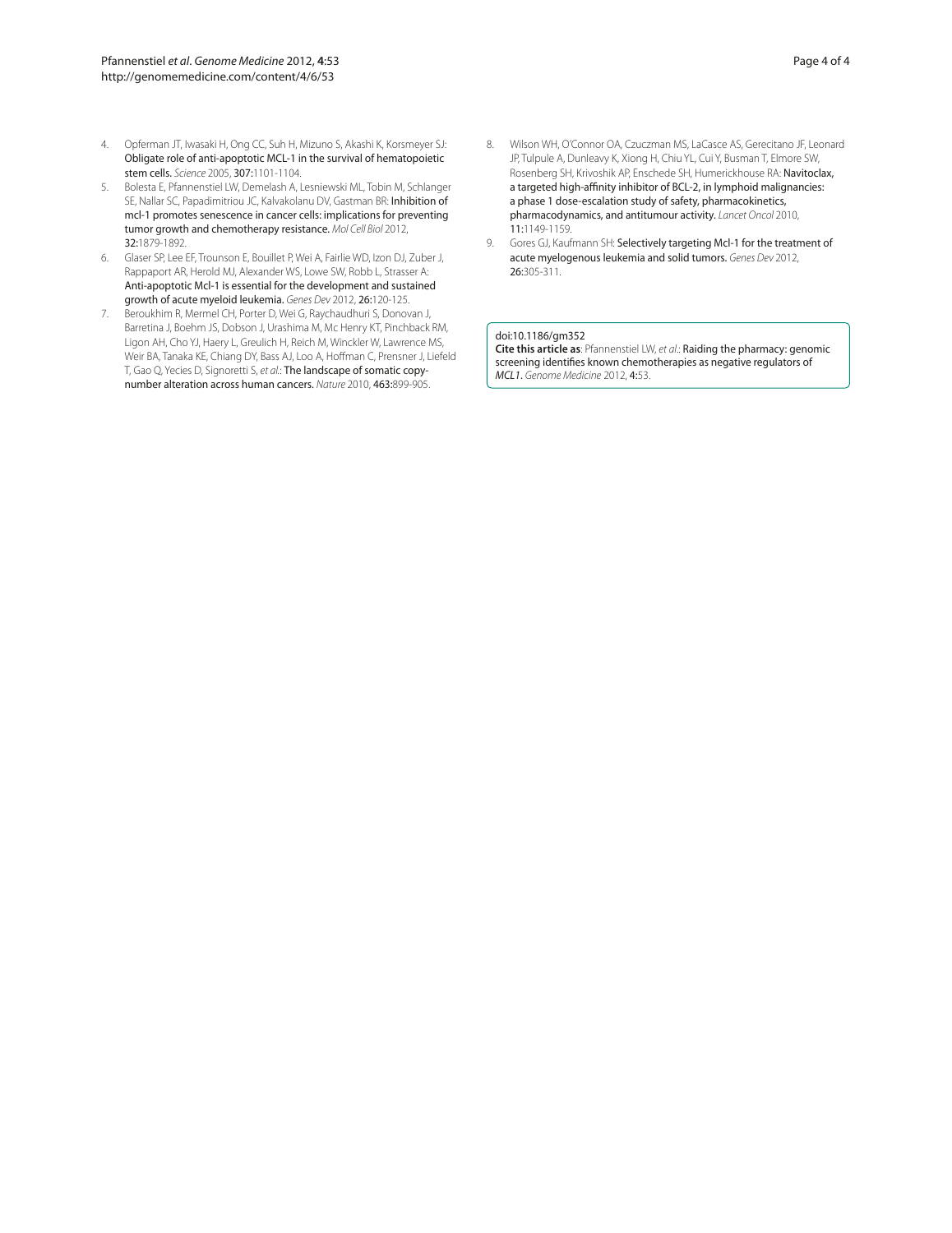4. Opferman JT, Iwasaki H, Ong CC, Suh H, Mizuno S, Akashi K, Korsmeyer SJ: **Obligate role of anti-apoptotic MCL-1 in the survival of hematopoietic stem cells.** *Science* 2005, **307:**1101-1104.
5. Bolesta E, Pfannenstiel LW, Demelash A, Lesniewski ML, Tobin M, Schlanger SE, Nallar SC, Papadimitriou JC, Kalvakolanu DV, Gastman BR: **Inhibition of mcl-1 promotes senescence in cancer cells: implications for preventing tumor growth and chemotherapy resistance.** *Mol Cell Biol* 2012, **32:**1879-1892.
6. Glaser SP, Lee EF, Trounson E, Bouillet P, Wei A, Fairlie WD, Izon DJ, Zuber J, Rappaport AR, Herold MJ, Alexander WS, Lowe SW, Robb L, Strasser A: **Anti-apoptotic Mcl-1 is essential for the development and sustained growth of acute myeloid leukemia.** *Genes Dev* 2012, **26:**120-125.
7. Beroukhim R, Mermel CH, Porter D, Wei G, Raychaudhuri S, Donovan J, Barretina J, Boehm JS, Dobson J, Urashima M, Mc Henry KT, Pinchback RM, Ligon AH, Cho YJ, Haery L, Greulich H, Reich M, Winckler W, Lawrence MS, Weir BA, Tanaka KE, Chiang DY, Bass AJ, Loo A, Hoffman C, Prensner J, Liefeld T, Gao Q, Yecies D, Signoretti S, *et al.*: **The landscape of somatic copy-number alteration across human cancers.** *Nature* 2010, **463:**899-905.
8. Wilson WH, O'Connor OA, Czuczman MS, LaCasce AS, Gerecitano JF, Leonard JP, Tulpule A, Dunleavy K, Xiong H, Chiu YL, Cui Y, Busman T, Elmore SW, Rosenberg SH, Krivoshik AP, Enschede SH, Humerickhouse RA: **Navitoclax, a targeted high-affinity inhibitor of BCL-2, in lymphoid malignancies: a phase 1 dose-escalation study of safety, pharmacokinetics, pharmacodynamics, and antitumour activity.** *Lancet Oncol* 2010, **11:**1149-1159.
9. Gores GJ, Kaufmann SH: **Selectively targeting Mcl-1 for the treatment of acute myelogenous leukemia and solid tumors.** *Genes Dev* 2012, **26:**305-311.

doi:10.1186/gm352

**Cite this article as**: Pfannenstiel LW, *et al*.: Raiding the pharmacy: genomic screening identifies known chemotherapies as negative regulators of *MCL1*. *Genome Medicine* 2012, **4:**53.